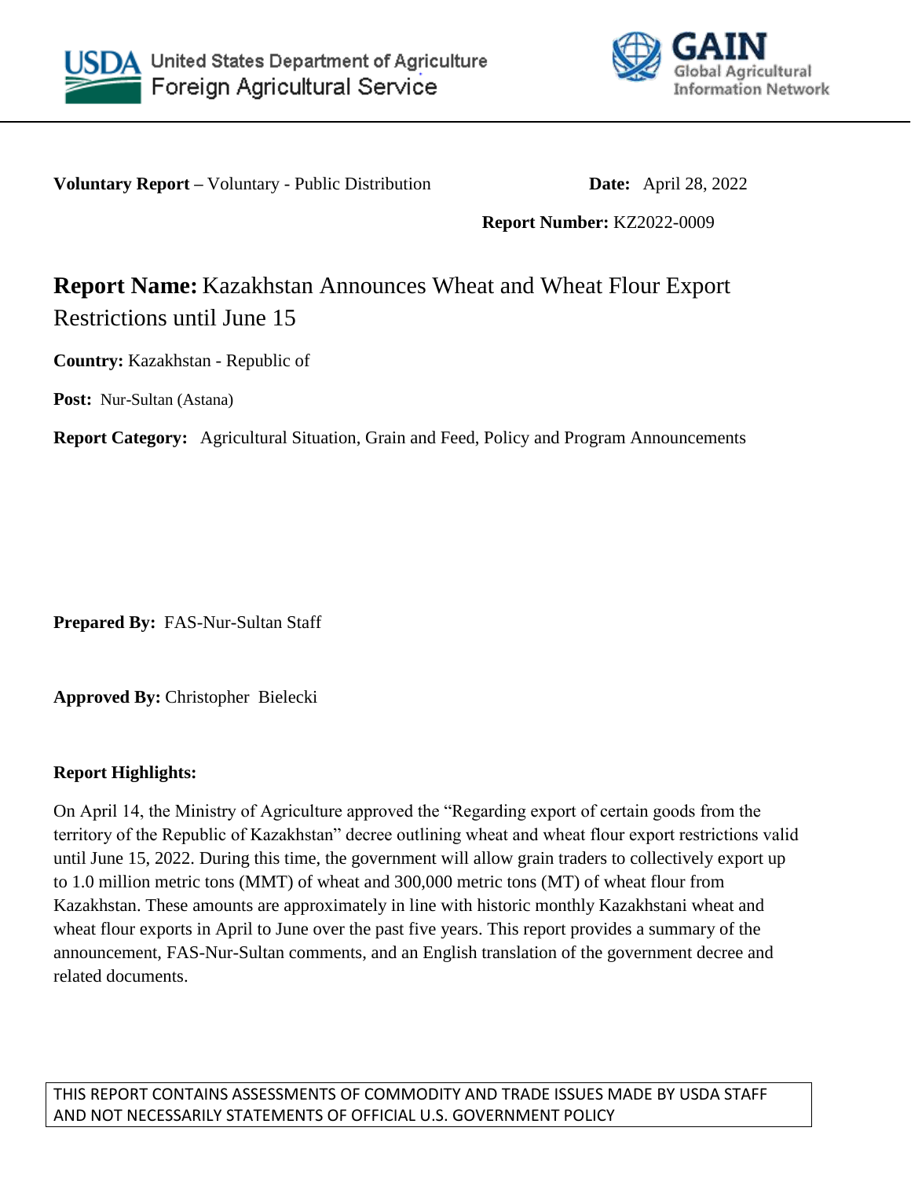United States Department of Agriculture
Foreign Agricultural Service

GAIN
Global Agricultural Information Network

**Voluntary Report –** Voluntary - Public Distribution **Date:** April 28, 2022

**Report Number:** KZ2022-0009

# **Report Name:** Kazakhstan Announces Wheat and Wheat Flour Export Restrictions until June 15

**Country:** Kazakhstan - Republic of

**Post:** Nur-Sultan (Astana)

**Report Category:** Agricultural Situation, Grain and Feed, Policy and Program Announcements

**Prepared By:** FAS-Nur-Sultan Staff

**Approved By:** Christopher Bielecki

**Report Highlights:**

On April 14, the Ministry of Agriculture approved the "Regarding export of certain goods from the territory of the Republic of Kazakhstan" decree outlining wheat and wheat flour export restrictions valid until June 15, 2022. During this time, the government will allow grain traders to collectively export up to 1.0 million metric tons (MMT) of wheat and 300,000 metric tons (MT) of wheat flour from Kazakhstan. These amounts are approximately in line with historic monthly Kazakhstani wheat and wheat flour exports in April to June over the past five years. This report provides a summary of the announcement, FAS-Nur-Sultan comments, and an English translation of the government decree and related documents.

THIS REPORT CONTAINS ASSESSMENTS OF COMMODITY AND TRADE ISSUES MADE BY USDA STAFF AND NOT NECESSARILY STATEMENTS OF OFFICIAL U.S. GOVERNMENT POLICY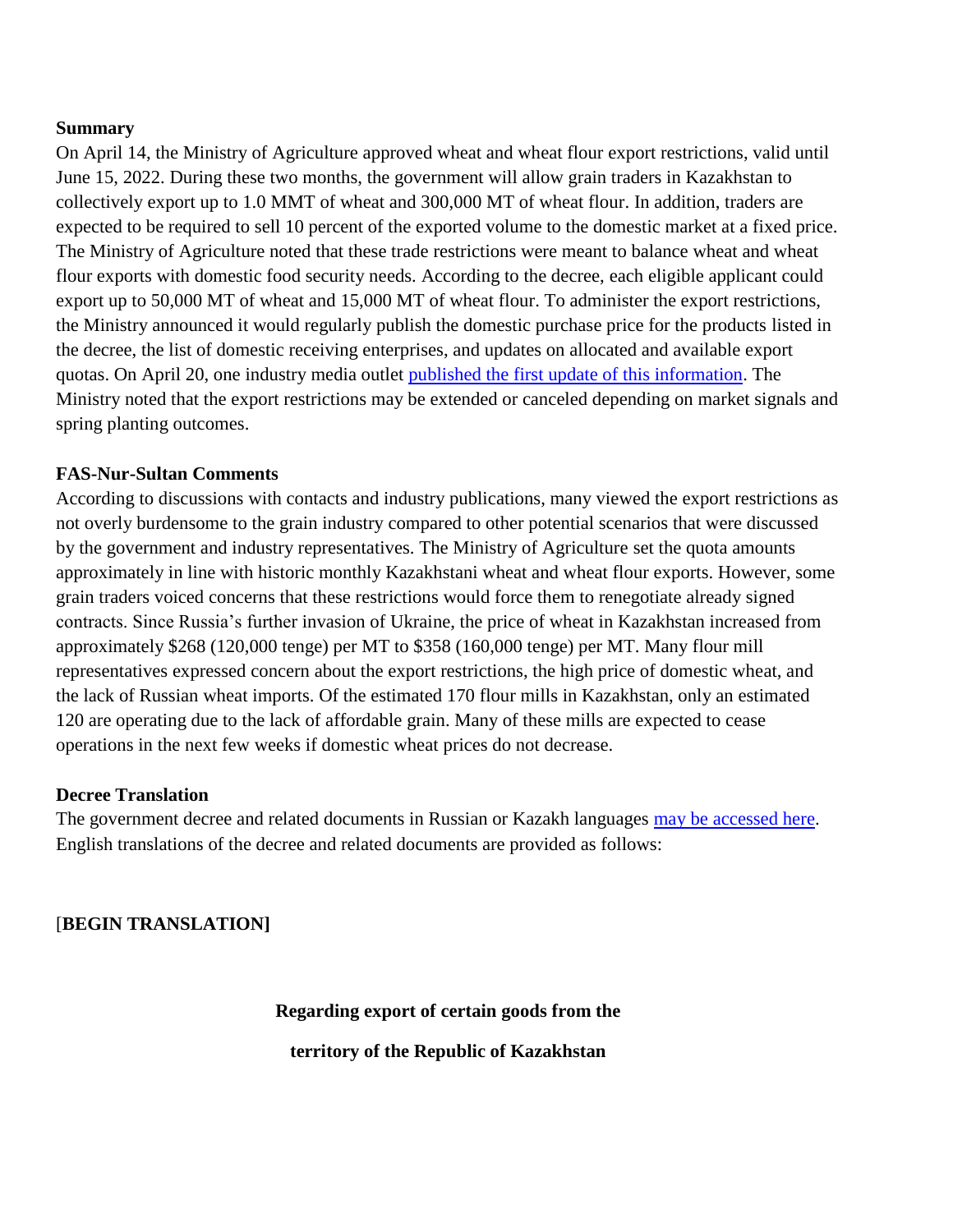**Summary**

On April 14, the Ministry of Agriculture approved wheat and wheat flour export restrictions, valid until June 15, 2022. During these two months, the government will allow grain traders in Kazakhstan to collectively export up to 1.0 MMT of wheat and 300,000 MT of wheat flour. In addition, traders are expected to be required to sell 10 percent of the exported volume to the domestic market at a fixed price. The Ministry of Agriculture noted that these trade restrictions were meant to balance wheat and wheat flour exports with domestic food security needs. According to the decree, each eligible applicant could export up to 50,000 MT of wheat and 15,000 MT of wheat flour. To administer the export restrictions, the Ministry announced it would regularly publish the domestic purchase price for the products listed in the decree, the list of domestic receiving enterprises, and updates on allocated and available export quotas. On April 20, one industry media outlet published the first update of this information. The Ministry noted that the export restrictions may be extended or canceled depending on market signals and spring planting outcomes.

**FAS-Nur-Sultan Comments**

According to discussions with contacts and industry publications, many viewed the export restrictions as not overly burdensome to the grain industry compared to other potential scenarios that were discussed by the government and industry representatives. The Ministry of Agriculture set the quota amounts approximately in line with historic monthly Kazakhstani wheat and wheat flour exports. However, some grain traders voiced concerns that these restrictions would force them to renegotiate already signed contracts. Since Russia's further invasion of Ukraine, the price of wheat in Kazakhstan increased from approximately $268 (120,000 tenge) per MT to $358 (160,000 tenge) per MT. Many flour mill representatives expressed concern about the export restrictions, the high price of domestic wheat, and the lack of Russian wheat imports. Of the estimated 170 flour mills in Kazakhstan, only an estimated 120 are operating due to the lack of affordable grain. Many of these mills are expected to cease operations in the next few weeks if domestic wheat prices do not decrease.

**Decree Translation**

The government decree and related documents in Russian or Kazakh languages may be accessed here. English translations of the decree and related documents are provided as follows:

[**BEGIN TRANSLATION]**

**Regarding export of certain goods from the**

**territory of the Republic of Kazakhstan**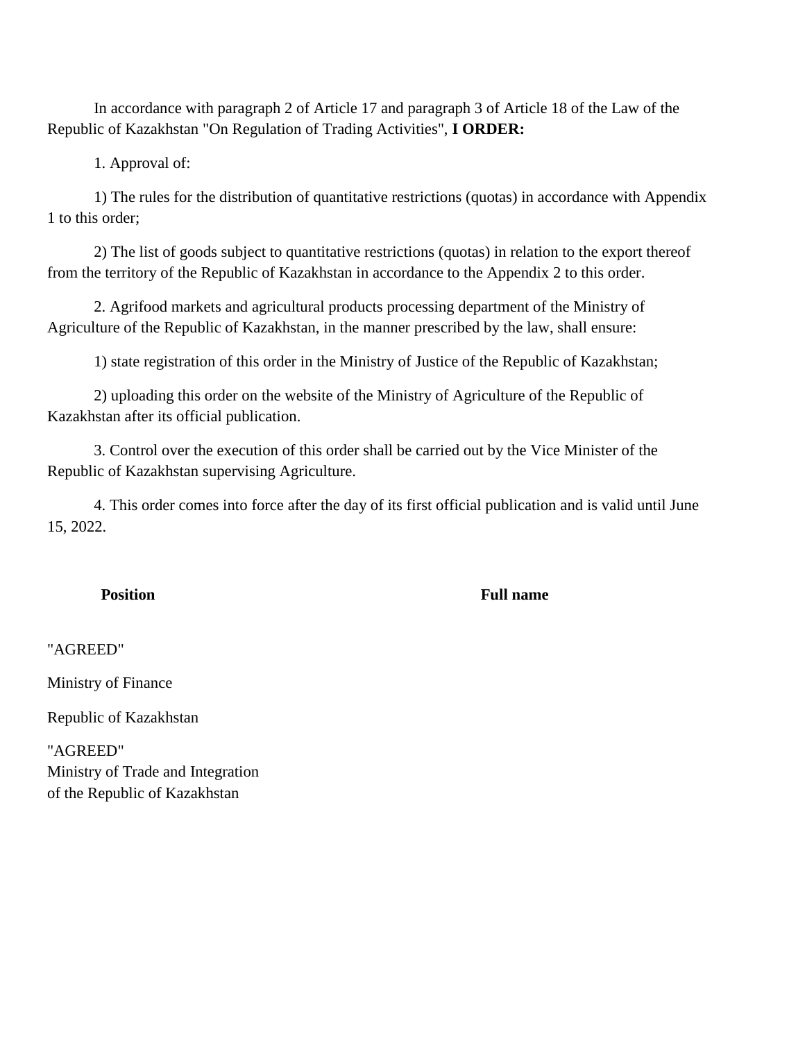In accordance with paragraph 2 of Article 17 and paragraph 3 of Article 18 of the Law of the Republic of Kazakhstan "On Regulation of Trading Activities", **I ORDER:**

1. Approval of:

1) The rules for the distribution of quantitative restrictions (quotas) in accordance with Appendix 1 to this order;

2) The list of goods subject to quantitative restrictions (quotas) in relation to the export thereof from the territory of the Republic of Kazakhstan in accordance to the Appendix 2 to this order.

2. Agrifood markets and agricultural products processing department of the Ministry of Agriculture of the Republic of Kazakhstan, in the manner prescribed by the law, shall ensure:

1) state registration of this order in the Ministry of Justice of the Republic of Kazakhstan;

2) uploading this order on the website of the Ministry of Agriculture of the Republic of Kazakhstan after its official publication.

3. Control over the execution of this order shall be carried out by the Vice Minister of the Republic of Kazakhstan supervising Agriculture.

4. This order comes into force after the day of its first official publication and is valid until June 15, 2022.

**Position** **Full name**

"AGREED"

Ministry of Finance

Republic of Kazakhstan

"AGREED"
Ministry of Trade and Integration
of the Republic of Kazakhstan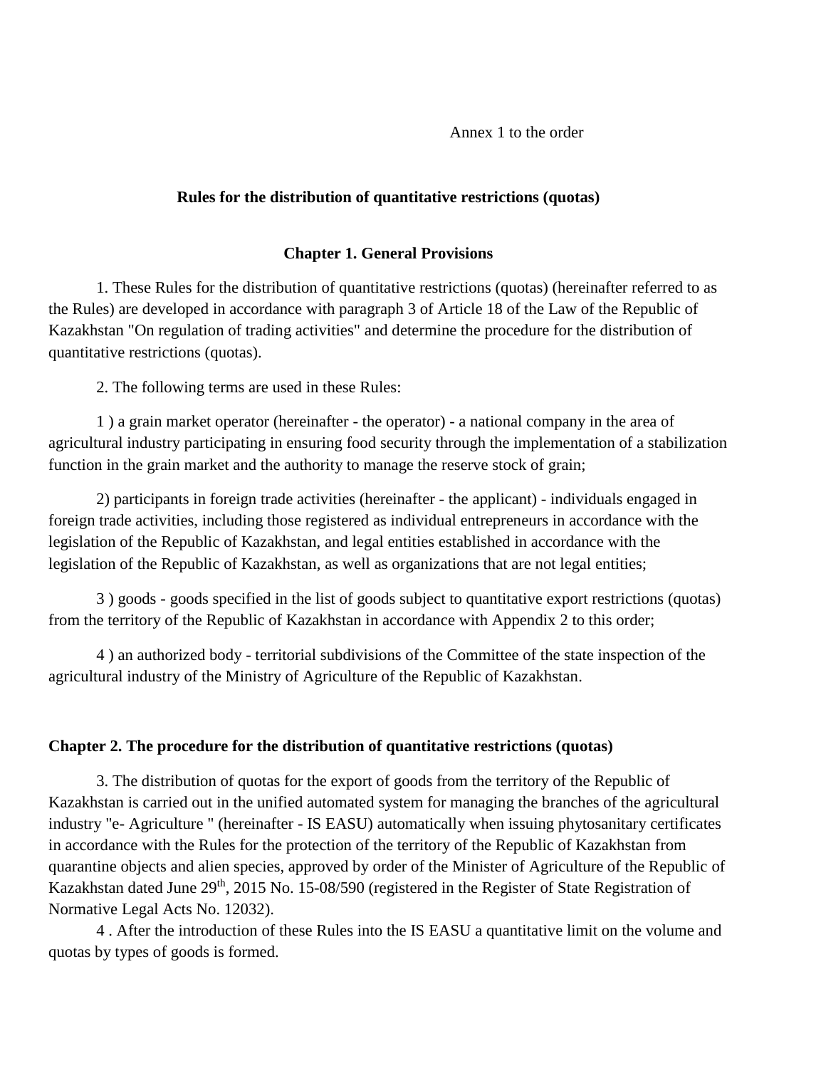Annex 1 to the order

## Rules for the distribution of quantitative restrictions (quotas)

### Chapter 1. General Provisions

1. These Rules for the distribution of quantitative restrictions (quotas) (hereinafter referred to as the Rules) are developed in accordance with paragraph 3 of Article 18 of the Law of the Republic of Kazakhstan "On regulation of trading activities" and determine the procedure for the distribution of quantitative restrictions (quotas).

2. The following terms are used in these Rules:

1 ) a grain market operator (hereinafter - the operator) - a national company in the area of agricultural industry participating in ensuring food security through the implementation of a stabilization function in the grain market and the authority to manage the reserve stock of grain;

2) participants in foreign trade activities (hereinafter - the applicant) - individuals engaged in foreign trade activities, including those registered as individual entrepreneurs in accordance with the legislation of the Republic of Kazakhstan, and legal entities established in accordance with the legislation of the Republic of Kazakhstan, as well as organizations that are not legal entities;

3 ) goods - goods specified in the list of goods subject to quantitative export restrictions (quotas) from the territory of the Republic of Kazakhstan in accordance with Appendix 2 to this order;

4 ) an authorized body - territorial subdivisions of the Committee of the state inspection of the agricultural industry of the Ministry of Agriculture of the Republic of Kazakhstan.

### Chapter 2. The procedure for the distribution of quantitative restrictions (quotas)

3. The distribution of quotas for the export of goods from the territory of the Republic of Kazakhstan is carried out in the unified automated system for managing the branches of the agricultural industry "e- Agriculture " (hereinafter - IS EASU) automatically when issuing phytosanitary certificates in accordance with the Rules for the protection of the territory of the Republic of Kazakhstan from quarantine objects and alien species, approved by order of the Minister of Agriculture of the Republic of Kazakhstan dated June 29th, 2015 No. 15-08/590 (registered in the Register of State Registration of Normative Legal Acts No. 12032).

4 . After the introduction of these Rules into the IS EASU a quantitative limit on the volume and quotas by types of goods is formed.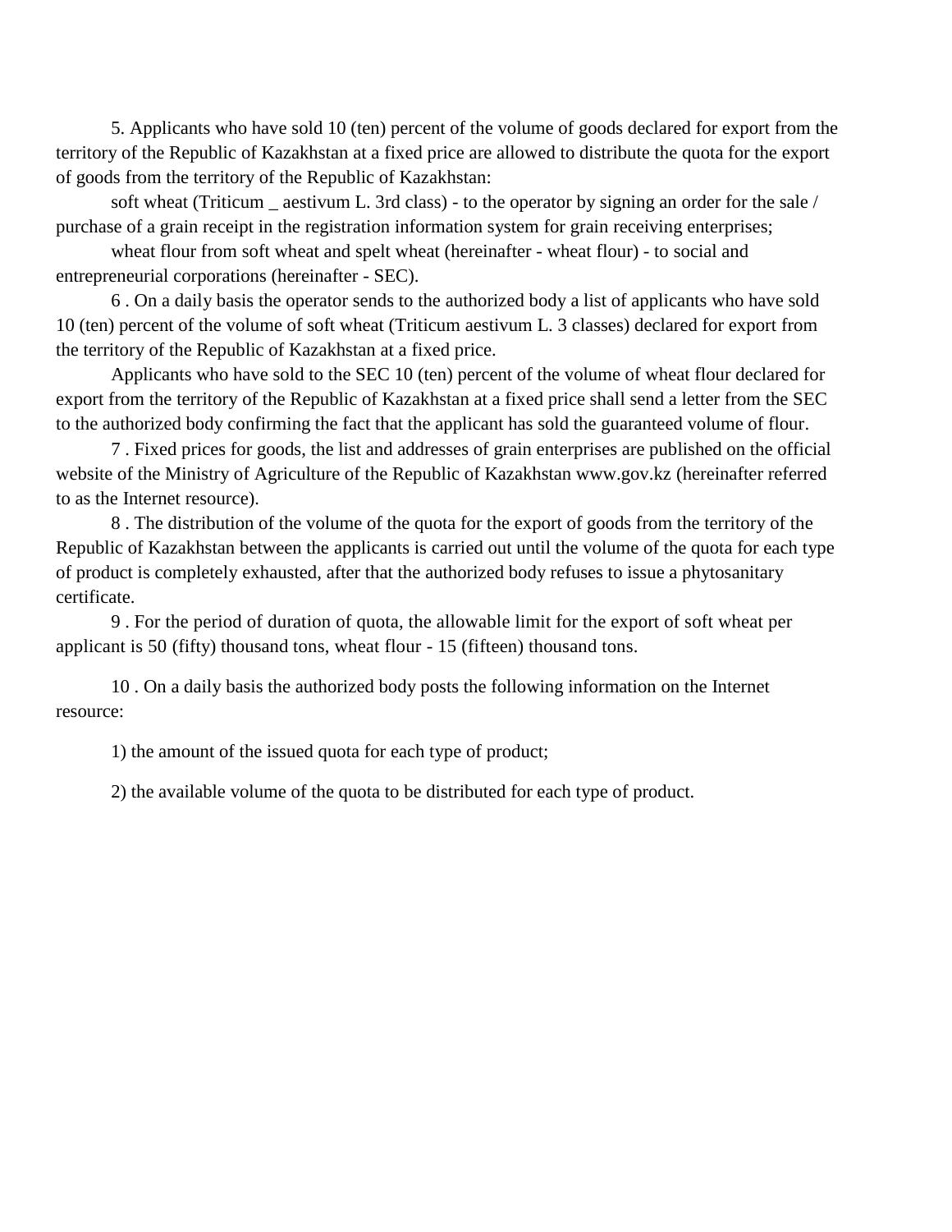5. Applicants who have sold 10 (ten) percent of the volume of goods declared for export from the territory of the Republic of Kazakhstan at a fixed price are allowed to distribute the quota for the export of goods from the territory of the Republic of Kazakhstan:

soft wheat (Triticum _ aestivum L. 3rd class) - to the operator by signing an order for the sale / purchase of a grain receipt in the registration information system for grain receiving enterprises;

wheat flour from soft wheat and spelt wheat (hereinafter - wheat flour) - to social and entrepreneurial corporations (hereinafter - SEC).

6 . On a daily basis the operator sends to the authorized body a list of applicants who have sold 10 (ten) percent of the volume of soft wheat (Triticum aestivum L. 3 classes) declared for export from the territory of the Republic of Kazakhstan at a fixed price.

Applicants who have sold to the SEC 10 (ten) percent of the volume of wheat flour declared for export from the territory of the Republic of Kazakhstan at a fixed price shall send a letter from the SEC to the authorized body confirming the fact that the applicant has sold the guaranteed volume of flour.

7 . Fixed prices for goods, the list and addresses of grain enterprises are published on the official website of the Ministry of Agriculture of the Republic of Kazakhstan www.gov.kz (hereinafter referred to as the Internet resource).

8 . The distribution of the volume of the quota for the export of goods from the territory of the Republic of Kazakhstan between the applicants is carried out until the volume of the quota for each type of product is completely exhausted, after that the authorized body refuses to issue a phytosanitary certificate.

9 . For the period of duration of quota, the allowable limit for the export of soft wheat per applicant is 50 (fifty) thousand tons, wheat flour - 15 (fifteen) thousand tons.

10 . On a daily basis the authorized body posts the following information on the Internet resource:

1) the amount of the issued quota for each type of product;

2) the available volume of the quota to be distributed for each type of product.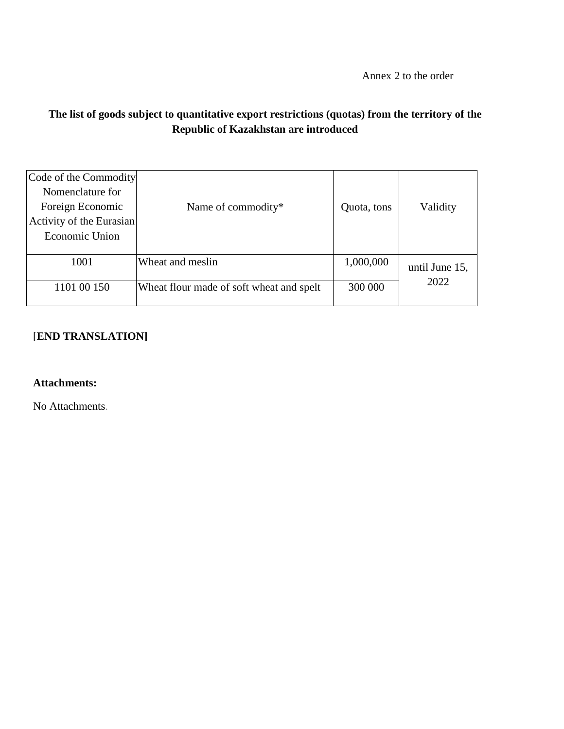Annex 2 to the order

**The list of goods subject to quantitative export restrictions (quotas) from the territory of the Republic of Kazakhstan are introduced**

| Code of the Commodity Nomenclature for Foreign Economic Activity of the Eurasian Economic Union | Name of commodity* | Quota, tons | Validity |
| --- | --- | --- | --- |
| 1001 | Wheat and meslin | 1,000,000 | until June 15, 2022 |
| 1101 00 150 | Wheat flour made of soft wheat and spelt | 300 000 | |

[**END TRANSLATION]**

**Attachments:**

No Attachments.